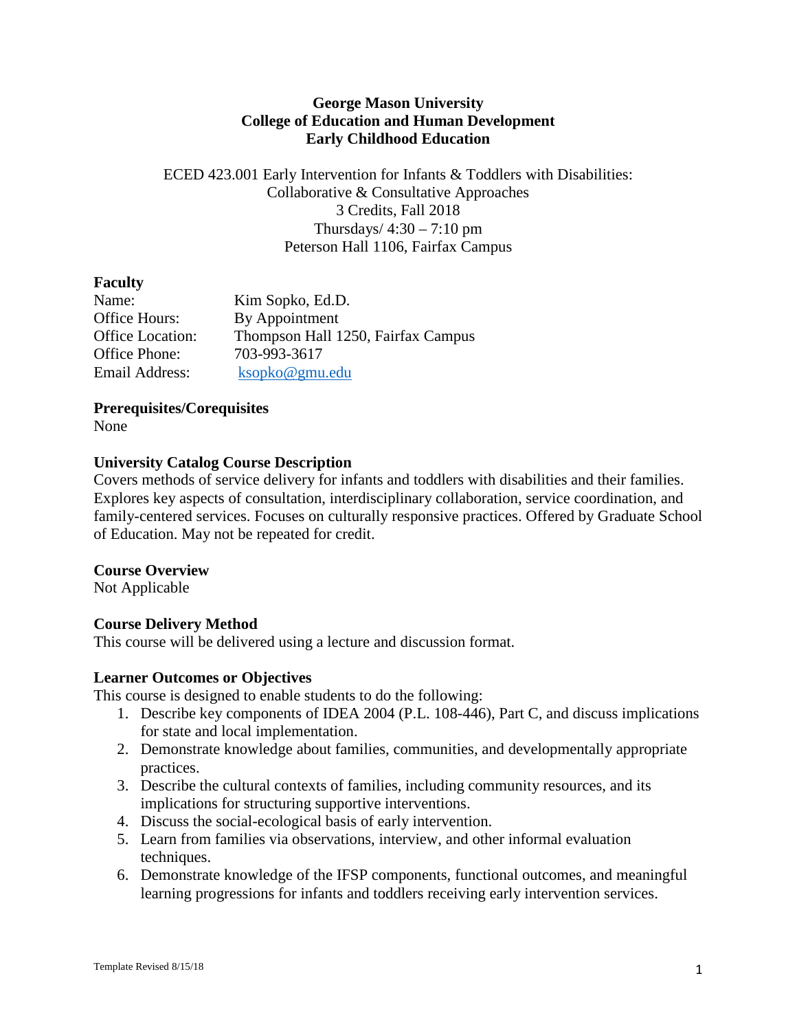**George Mason University**
**College of Education and Human Development**
**Early Childhood Education**

ECED 423.001 Early Intervention for Infants & Toddlers with Disabilities: Collaborative & Consultative Approaches
3 Credits, Fall 2018
Thursdays/ 4:30 – 7:10 pm
Peterson Hall 1106, Fairfax Campus

## Faculty

Name: Kim Sopko, Ed.D.
Office Hours: By Appointment
Office Location: Thompson Hall 1250, Fairfax Campus
Office Phone: 703-993-3617
Email Address: ksopko@gmu.edu

## Prerequisites/Corequisites

None

## University Catalog Course Description

Covers methods of service delivery for infants and toddlers with disabilities and their families. Explores key aspects of consultation, interdisciplinary collaboration, service coordination, and family-centered services. Focuses on culturally responsive practices. Offered by Graduate School of Education. May not be repeated for credit.

## Course Overview

Not Applicable

## Course Delivery Method

This course will be delivered using a lecture and discussion format.

## Learner Outcomes or Objectives

This course is designed to enable students to do the following:

1. Describe key components of IDEA 2004 (P.L. 108-446), Part C, and discuss implications for state and local implementation.
2. Demonstrate knowledge about families, communities, and developmentally appropriate practices.
3. Describe the cultural contexts of families, including community resources, and its implications for structuring supportive interventions.
4. Discuss the social-ecological basis of early intervention.
5. Learn from families via observations, interview, and other informal evaluation techniques.
6. Demonstrate knowledge of the IFSP components, functional outcomes, and meaningful learning progressions for infants and toddlers receiving early intervention services.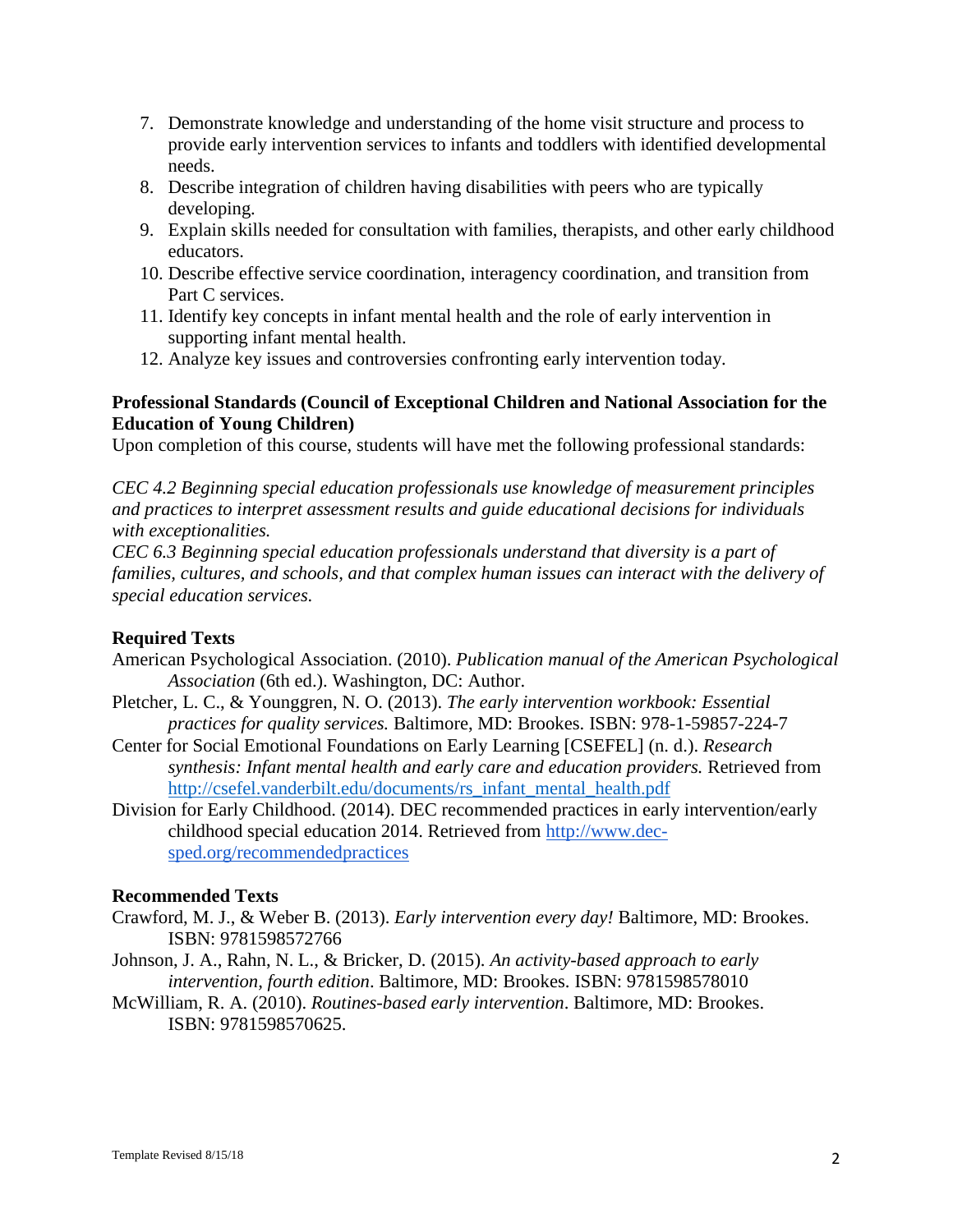7. Demonstrate knowledge and understanding of the home visit structure and process to provide early intervention services to infants and toddlers with identified developmental needs.
8. Describe integration of children having disabilities with peers who are typically developing.
9. Explain skills needed for consultation with families, therapists, and other early childhood educators.
10. Describe effective service coordination, interagency coordination, and transition from Part C services.
11. Identify key concepts in infant mental health and the role of early intervention in supporting infant mental health.
12. Analyze key issues and controversies confronting early intervention today.

**Professional Standards (Council of Exceptional Children and National Association for the Education of Young Children)**

Upon completion of this course, students will have met the following professional standards:

*CEC 4.2 Beginning special education professionals use knowledge of measurement principles and practices to interpret assessment results and guide educational decisions for individuals with exceptionalities.*

*CEC 6.3 Beginning special education professionals understand that diversity is a part of families, cultures, and schools, and that complex human issues can interact with the delivery of special education services.*

**Required Texts**

American Psychological Association. (2010). *Publication manual of the American Psychological Association* (6th ed.). Washington, DC: Author.

Pletcher, L. C., & Younggren, N. O. (2013). *The early intervention workbook: Essential practices for quality services.* Baltimore, MD: Brookes. ISBN: 978-1-59857-224-7

Center for Social Emotional Foundations on Early Learning [CSEFEL] (n. d.). *Research synthesis: Infant mental health and early care and education providers.* Retrieved from [http://csefel.vanderbilt.edu/documents/rs_infant_mental_health.pdf](http://csefel.vanderbilt.edu/documents/rs_infant_mental_health.pdf)

Division for Early Childhood. (2014). DEC recommended practices in early intervention/early childhood special education 2014. Retrieved from [http://www.dec-sped.org/recommendedpractices](http://www.dec-sped.org/recommendedpractices)

**Recommended Texts**

Crawford, M. J., & Weber B. (2013). *Early intervention every day!* Baltimore, MD: Brookes. ISBN: 9781598572766

Johnson, J. A., Rahn, N. L., & Bricker, D. (2015). *An activity-based approach to early intervention, fourth edition*. Baltimore, MD: Brookes. ISBN: 9781598578010

McWilliam, R. A. (2010). *Routines-based early intervention*. Baltimore, MD: Brookes. ISBN: 9781598570625.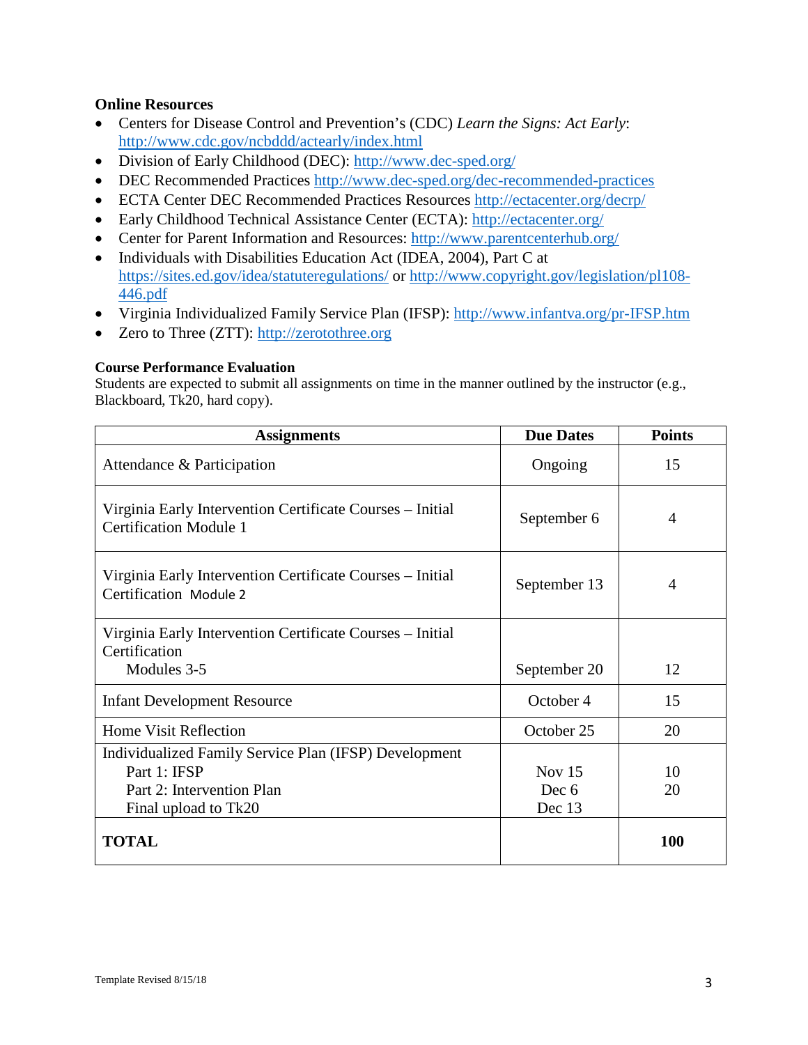### Online Resources

- Centers for Disease Control and Prevention's (CDC) *Learn the Signs: Act Early*: http://www.cdc.gov/ncbddd/actearly/index.html
- Division of Early Childhood (DEC): http://www.dec-sped.org/
- DEC Recommended Practices http://www.dec-sped.org/dec-recommended-practices
- ECTA Center DEC Recommended Practices Resources http://ectacenter.org/decrp/
- Early Childhood Technical Assistance Center (ECTA): http://ectacenter.org/
- Center for Parent Information and Resources: http://www.parentcenterhub.org/
- Individuals with Disabilities Education Act (IDEA, 2004), Part C at https://sites.ed.gov/idea/statuteregulations/ or http://www.copyright.gov/legislation/pl108-446.pdf
- Virginia Individualized Family Service Plan (IFSP): http://www.infantva.org/pr-IFSP.htm
- Zero to Three (ZTT): http://zerotothree.org

**Course Performance Evaluation**

Students are expected to submit all assignments on time in the manner outlined by the instructor (e.g., Blackboard, Tk20, hard copy).

| Assignments | Due Dates | Points |
|---|---|---|
| Attendance & Participation | Ongoing | 15 |
| Virginia Early Intervention Certificate Courses – Initial Certification Module 1 | September 6 | 4 |
| Virginia Early Intervention Certificate Courses – Initial Certification Module 2 | September 13 | 4 |
| Virginia Early Intervention Certificate Courses – Initial Certification Modules 3-5 | September 20 | 12 |
| Infant Development Resource | October 4 | 15 |
| Home Visit Reflection | October 25 | 20 |
| Individualized Family Service Plan (IFSP) Development<br>Part 1: IFSP<br>Part 2: Intervention Plan<br>Final upload to Tk20 | <br>Nov 15<br>Dec 6<br>Dec 13 | <br>10<br>20<br> |
| **TOTAL** | | **100** |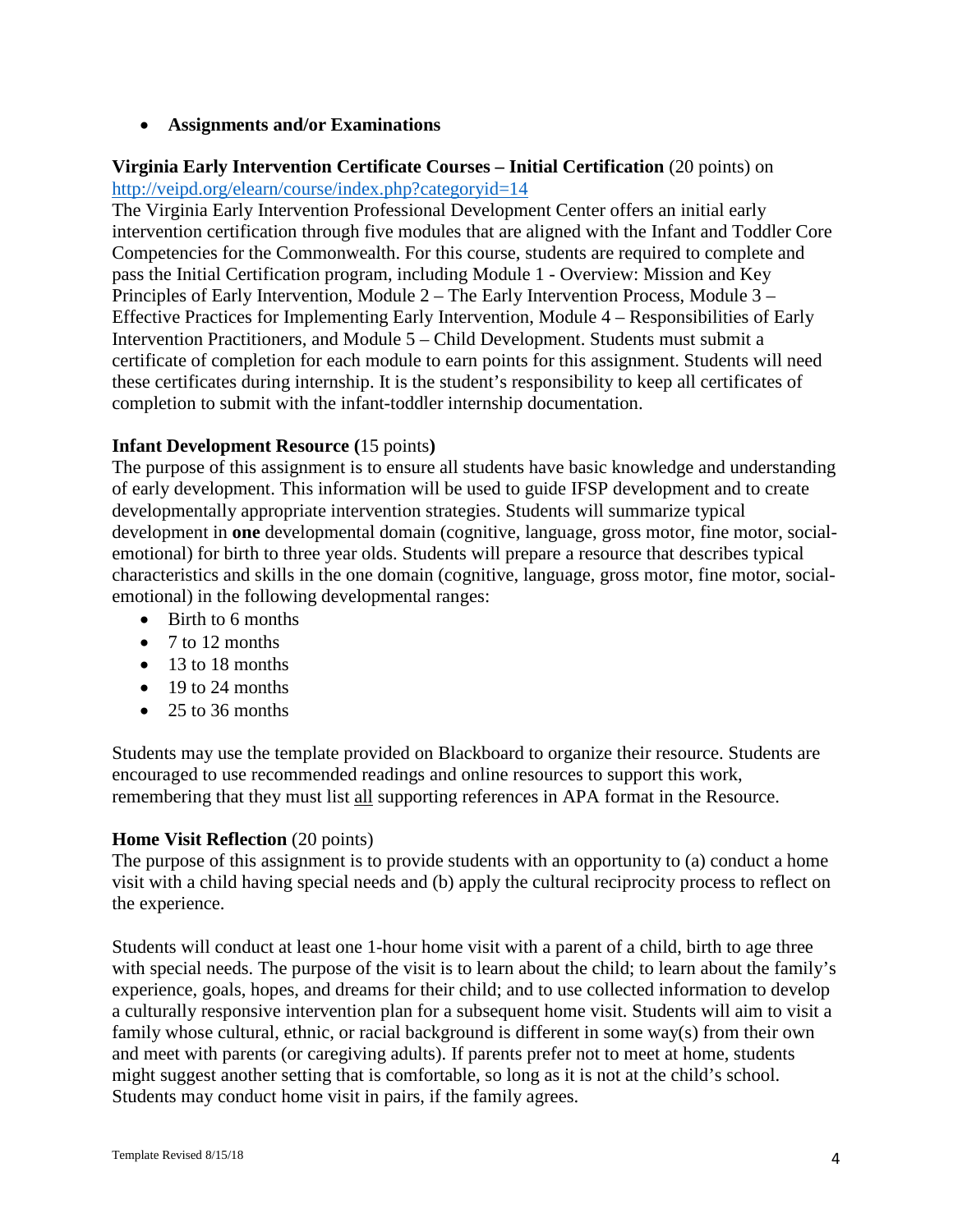- **Assignments and/or Examinations**

**Virginia Early Intervention Certificate Courses – Initial Certification** (20 points) on http://veipd.org/elearn/course/index.php?categoryid=14
The Virginia Early Intervention Professional Development Center offers an initial early intervention certification through five modules that are aligned with the Infant and Toddler Core Competencies for the Commonwealth. For this course, students are required to complete and pass the Initial Certification program, including Module 1 - Overview: Mission and Key Principles of Early Intervention, Module 2 – The Early Intervention Process, Module 3 – Effective Practices for Implementing Early Intervention, Module 4 – Responsibilities of Early Intervention Practitioners, and Module 5 – Child Development. Students must submit a certificate of completion for each module to earn points for this assignment. Students will need these certificates during internship. It is the student's responsibility to keep all certificates of completion to submit with the infant-toddler internship documentation.

**Infant Development Resource (**15 points**)**
The purpose of this assignment is to ensure all students have basic knowledge and understanding of early development. This information will be used to guide IFSP development and to create developmentally appropriate intervention strategies. Students will summarize typical development in **one** developmental domain (cognitive, language, gross motor, fine motor, social-emotional) for birth to three year olds. Students will prepare a resource that describes typical characteristics and skills in the one domain (cognitive, language, gross motor, fine motor, social-emotional) in the following developmental ranges:

- Birth to 6 months
- 7 to 12 months
- 13 to 18 months
- 19 to 24 months
- 25 to 36 months

Students may use the template provided on Blackboard to organize their resource. Students are encouraged to use recommended readings and online resources to support this work, remembering that they must list <u>all</u> supporting references in APA format in the Resource.

**Home Visit Reflection** (20 points)
The purpose of this assignment is to provide students with an opportunity to (a) conduct a home visit with a child having special needs and (b) apply the cultural reciprocity process to reflect on the experience.

Students will conduct at least one 1-hour home visit with a parent of a child, birth to age three with special needs. The purpose of the visit is to learn about the child; to learn about the family's experience, goals, hopes, and dreams for their child; and to use collected information to develop a culturally responsive intervention plan for a subsequent home visit. Students will aim to visit a family whose cultural, ethnic, or racial background is different in some way(s) from their own and meet with parents (or caregiving adults). If parents prefer not to meet at home, students might suggest another setting that is comfortable, so long as it is not at the child's school. Students may conduct home visit in pairs, if the family agrees.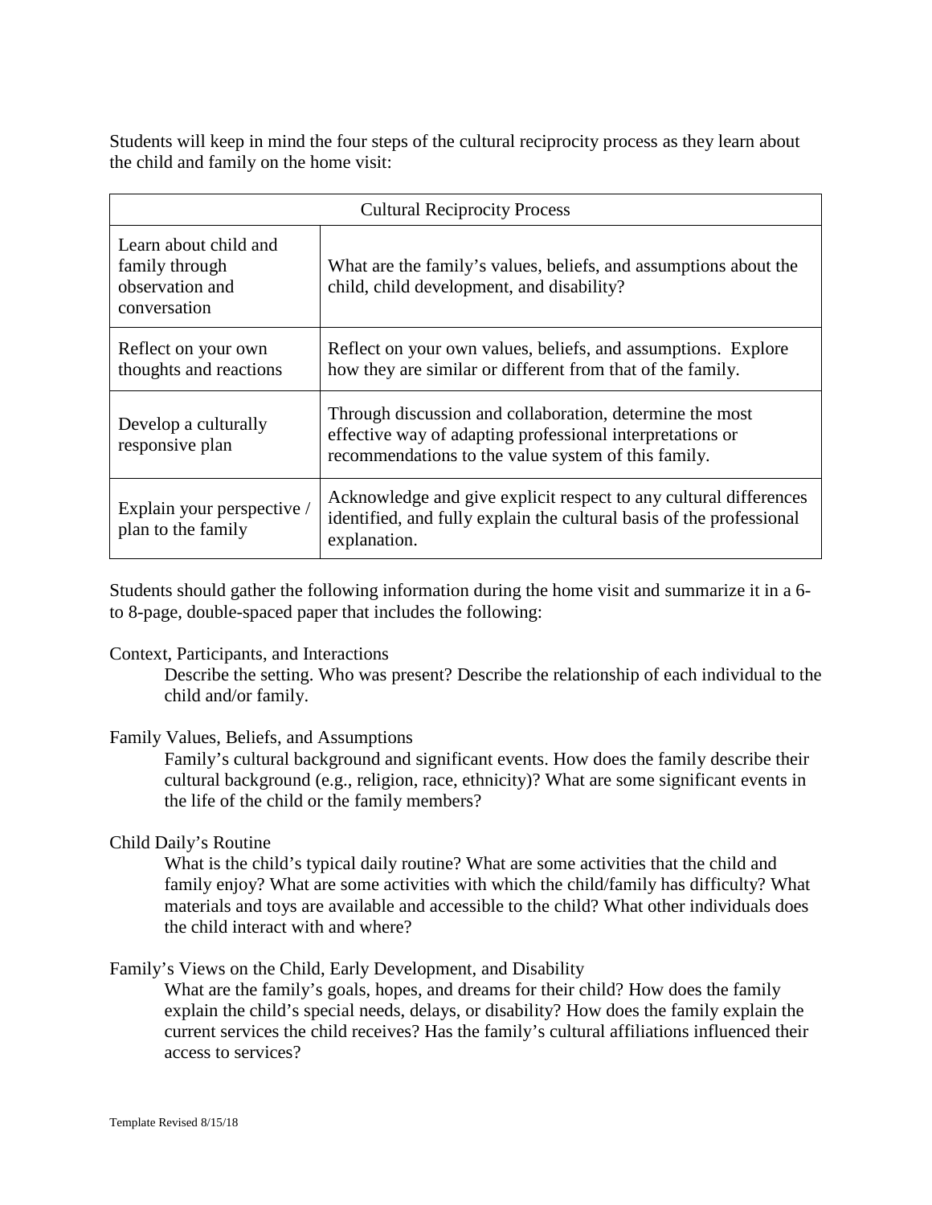Students will keep in mind the four steps of the cultural reciprocity process as they learn about the child and family on the home visit:

| Cultural Reciprocity Process | |
|---|---|
| Learn about child and family through observation and conversation | What are the family's values, beliefs, and assumptions about the child, child development, and disability? |
| Reflect on your own thoughts and reactions | Reflect on your own values, beliefs, and assumptions. Explore how they are similar or different from that of the family. |
| Develop a culturally responsive plan | Through discussion and collaboration, determine the most effective way of adapting professional interpretations or recommendations to the value system of this family. |
| Explain your perspective / plan to the family | Acknowledge and give explicit respect to any cultural differences identified, and fully explain the cultural basis of the professional explanation. |

Students should gather the following information during the home visit and summarize it in a 6- to 8-page, double-spaced paper that includes the following:

Context, Participants, and Interactions

Describe the setting. Who was present? Describe the relationship of each individual to the child and/or family.

Family Values, Beliefs, and Assumptions

Family's cultural background and significant events. How does the family describe their cultural background (e.g., religion, race, ethnicity)? What are some significant events in the life of the child or the family members?

Child Daily's Routine

What is the child's typical daily routine? What are some activities that the child and family enjoy? What are some activities with which the child/family has difficulty? What materials and toys are available and accessible to the child? What other individuals does the child interact with and where?

Family's Views on the Child, Early Development, and Disability

What are the family's goals, hopes, and dreams for their child? How does the family explain the child's special needs, delays, or disability? How does the family explain the current services the child receives? Has the family's cultural affiliations influenced their access to services?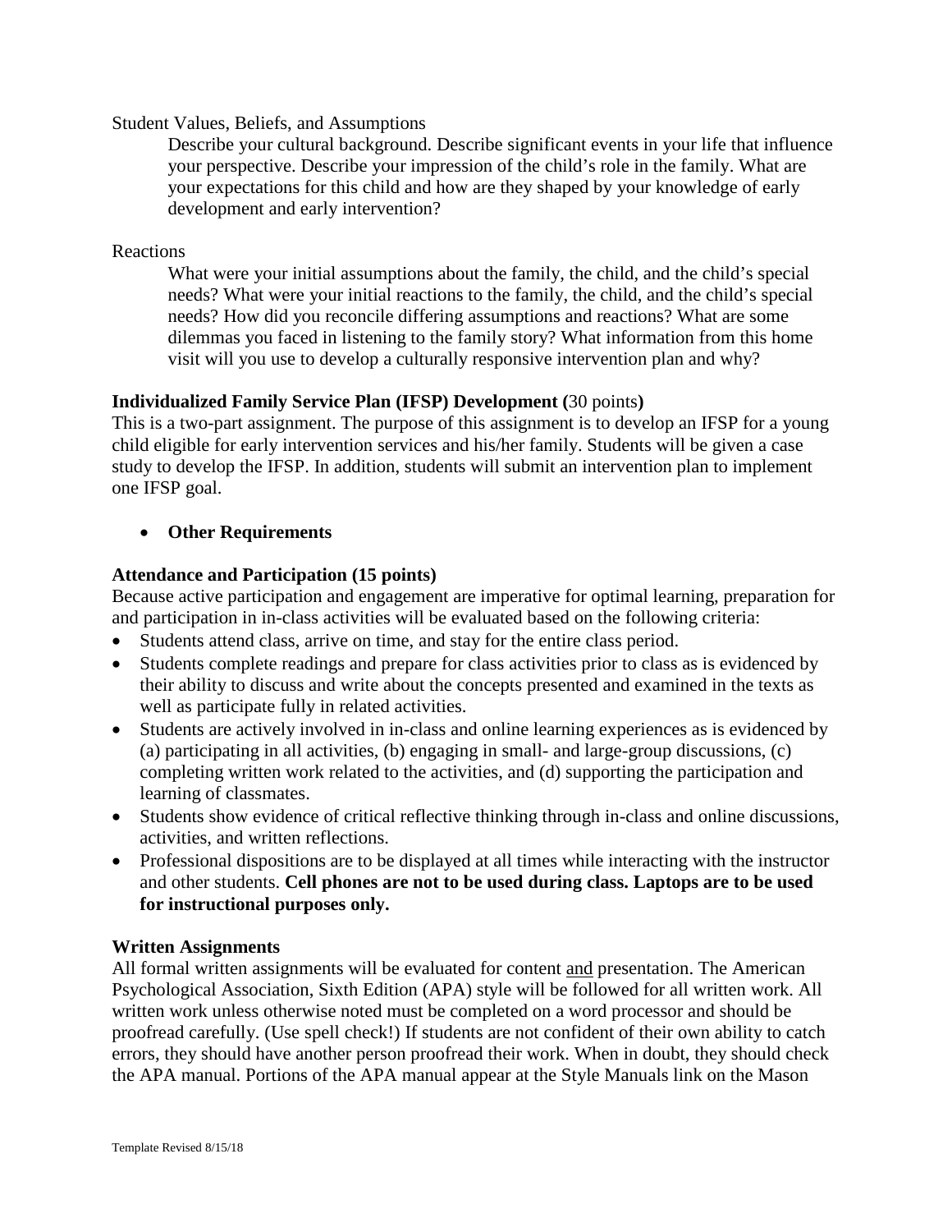Student Values, Beliefs, and Assumptions

Describe your cultural background. Describe significant events in your life that influence your perspective. Describe your impression of the child's role in the family. What are your expectations for this child and how are they shaped by your knowledge of early development and early intervention?

Reactions

What were your initial assumptions about the family, the child, and the child's special needs? What were your initial reactions to the family, the child, and the child's special needs? How did you reconcile differing assumptions and reactions? What are some dilemmas you faced in listening to the family story? What information from this home visit will you use to develop a culturally responsive intervention plan and why?

**Individualized Family Service Plan (IFSP) Development (**30 points**)**

This is a two-part assignment. The purpose of this assignment is to develop an IFSP for a young child eligible for early intervention services and his/her family. Students will be given a case study to develop the IFSP. In addition, students will submit an intervention plan to implement one IFSP goal.

- **Other Requirements**

**Attendance and Participation (15 points)**

Because active participation and engagement are imperative for optimal learning, preparation for and participation in in-class activities will be evaluated based on the following criteria:

- Students attend class, arrive on time, and stay for the entire class period.
- Students complete readings and prepare for class activities prior to class as is evidenced by their ability to discuss and write about the concepts presented and examined in the texts as well as participate fully in related activities.
- Students are actively involved in in-class and online learning experiences as is evidenced by (a) participating in all activities, (b) engaging in small- and large-group discussions, (c) completing written work related to the activities, and (d) supporting the participation and learning of classmates.
- Students show evidence of critical reflective thinking through in-class and online discussions, activities, and written reflections.
- Professional dispositions are to be displayed at all times while interacting with the instructor and other students. **Cell phones are not to be used during class. Laptops are to be used for instructional purposes only.**

**Written Assignments**

All formal written assignments will be evaluated for content <u>and</u> presentation. The American Psychological Association, Sixth Edition (APA) style will be followed for all written work. All written work unless otherwise noted must be completed on a word processor and should be proofread carefully. (Use spell check!) If students are not confident of their own ability to catch errors, they should have another person proofread their work. When in doubt, they should check the APA manual. Portions of the APA manual appear at the Style Manuals link on the Mason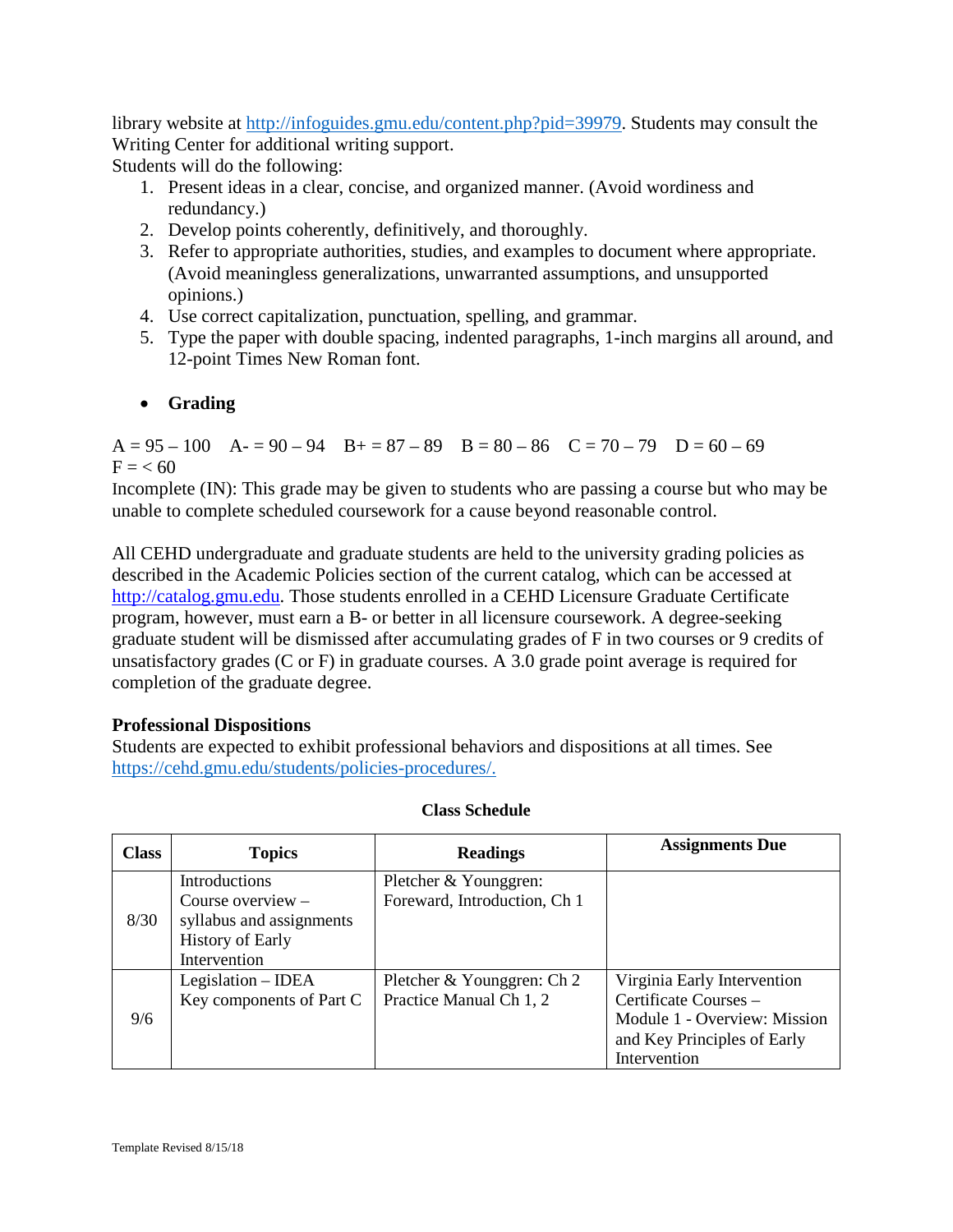library website at http://infoguides.gmu.edu/content.php?pid=39979. Students may consult the Writing Center for additional writing support.

Students will do the following:

1. Present ideas in a clear, concise, and organized manner. (Avoid wordiness and redundancy.)
2. Develop points coherently, definitively, and thoroughly.
3. Refer to appropriate authorities, studies, and examples to document where appropriate. (Avoid meaningless generalizations, unwarranted assumptions, and unsupported opinions.)
4. Use correct capitalization, punctuation, spelling, and grammar.
5. Type the paper with double spacing, indented paragraphs, 1-inch margins all around, and 12-point Times New Roman font.

- **Grading**

A = 95 – 100 A- = 90 – 94 B+ = 87 – 89 B = 80 – 86 C = 70 – 79 D = 60 – 69
F = < 60

Incomplete (IN): This grade may be given to students who are passing a course but who may be unable to complete scheduled coursework for a cause beyond reasonable control.

All CEHD undergraduate and graduate students are held to the university grading policies as described in the Academic Policies section of the current catalog, which can be accessed at http://catalog.gmu.edu. Those students enrolled in a CEHD Licensure Graduate Certificate program, however, must earn a B- or better in all licensure coursework. A degree-seeking graduate student will be dismissed after accumulating grades of F in two courses or 9 credits of unsatisfactory grades (C or F) in graduate courses. A 3.0 grade point average is required for completion of the graduate degree.

**Professional Dispositions**

Students are expected to exhibit professional behaviors and dispositions at all times. See https://cehd.gmu.edu/students/policies-procedures/.

**Class Schedule**

| Class | Topics | Readings | Assignments Due |
|---|---|---|---|
| 8/30 | Introductions<br>Course overview – syllabus and assignments<br>History of Early Intervention | Pletcher & Younggren: Foreward, Introduction, Ch 1 | |
| 9/6 | Legislation – IDEA<br>Key components of Part C | Pletcher & Younggren: Ch 2<br>Practice Manual Ch 1, 2 | Virginia Early Intervention Certificate Courses – Module 1 - Overview: Mission and Key Principles of Early Intervention |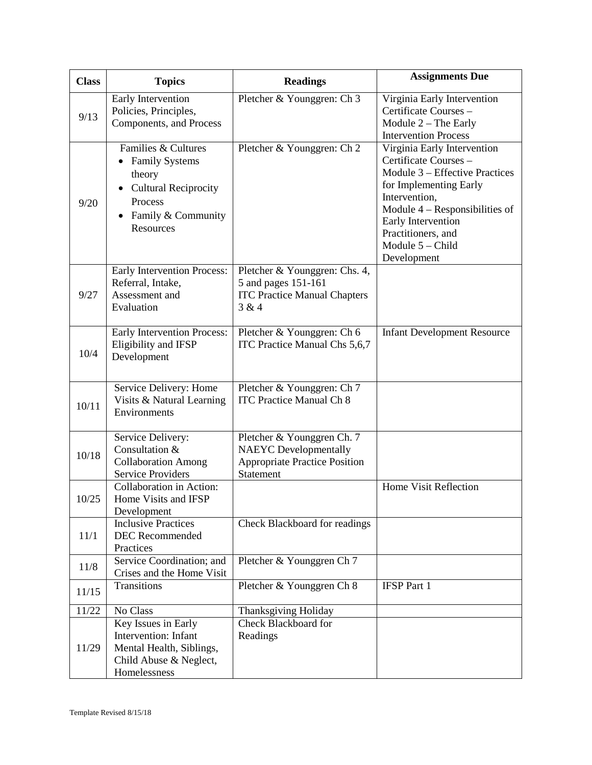| Class | Topics | Readings | Assignments Due |
|---|---|---|---|
| 9/13 | Early Intervention Policies, Principles, Components, and Process | Pletcher & Younggren: Ch 3 | Virginia Early Intervention Certificate Courses – Module 2 – The Early Intervention Process |
| 9/20 | Families & Cultures<br>• Family Systems theory<br>• Cultural Reciprocity Process<br>• Family & Community Resources | Pletcher & Younggren: Ch 2 | Virginia Early Intervention Certificate Courses – Module 3 – Effective Practices for Implementing Early Intervention, Module 4 – Responsibilities of Early Intervention Practitioners, and Module 5 – Child Development |
| 9/27 | Early Intervention Process: Referral, Intake, Assessment and Evaluation | Pletcher & Younggren: Chs. 4, 5 and pages 151-161<br>ITC Practice Manual Chapters 3 & 4 | |
| 10/4 | Early Intervention Process: Eligibility and IFSP Development | Pletcher & Younggren: Ch 6<br>ITC Practice Manual Chs 5,6,7 | Infant Development Resource |
| 10/11 | Service Delivery: Home Visits & Natural Learning Environments | Pletcher & Younggren: Ch 7<br>ITC Practice Manual Ch 8 | |
| 10/18 | Service Delivery: Consultation & Collaboration Among Service Providers | Pletcher & Younggren Ch. 7<br>NAEYC Developmentally Appropriate Practice Position Statement | |
| 10/25 | Collaboration in Action: Home Visits and IFSP Development | | Home Visit Reflection |
| 11/1 | Inclusive Practices<br>DEC Recommended Practices | Check Blackboard for readings | |
| 11/8 | Service Coordination; and Crises and the Home Visit | Pletcher & Younggren Ch 7 | |
| 11/15 | Transitions | Pletcher & Younggren Ch 8 | IFSP Part 1 |
| 11/22 | No Class | Thanksgiving Holiday | |
| 11/29 | Key Issues in Early Intervention: Infant Mental Health, Siblings, Child Abuse & Neglect, Homelessness | Check Blackboard for Readings | |

Template Revised 8/15/18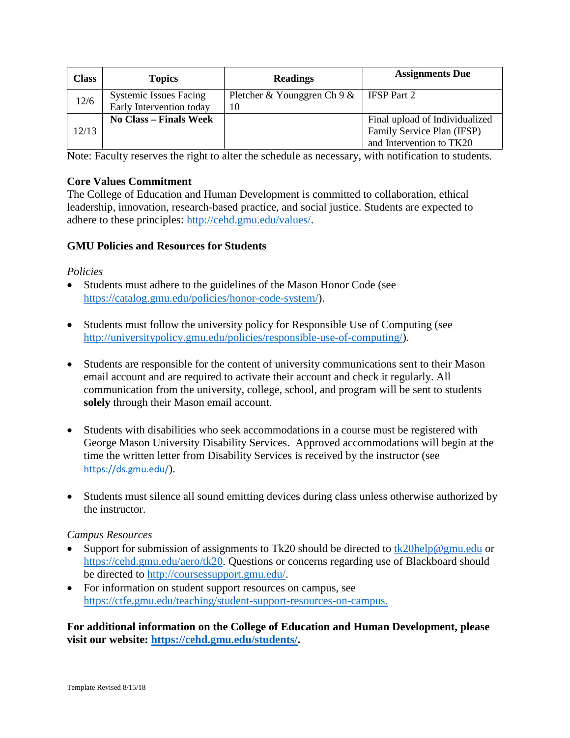| Class | Topics | Readings | Assignments Due |
|---|---|---|---|
| 12/6 | Systemic Issues Facing Early Intervention today | Pletcher & Younggren Ch 9 & 10 | IFSP Part 2 |
| 12/13 | **No Class – Finals Week** | | Final upload of Individualized Family Service Plan (IFSP) and Intervention to TK20 |

Note: Faculty reserves the right to alter the schedule as necessary, with notification to students.

**Core Values Commitment**

The College of Education and Human Development is committed to collaboration, ethical leadership, innovation, research-based practice, and social justice. Students are expected to adhere to these principles: http://cehd.gmu.edu/values/.

**GMU Policies and Resources for Students**

*Policies*

- Students must adhere to the guidelines of the Mason Honor Code (see https://catalog.gmu.edu/policies/honor-code-system/).
- Students must follow the university policy for Responsible Use of Computing (see http://universitypolicy.gmu.edu/policies/responsible-use-of-computing/).
- Students are responsible for the content of university communications sent to their Mason email account and are required to activate their account and check it regularly. All communication from the university, college, school, and program will be sent to students **solely** through their Mason email account.
- Students with disabilities who seek accommodations in a course must be registered with George Mason University Disability Services. Approved accommodations will begin at the time the written letter from Disability Services is received by the instructor (see https://ds.gmu.edu/).
- Students must silence all sound emitting devices during class unless otherwise authorized by the instructor.

*Campus Resources*

- Support for submission of assignments to Tk20 should be directed to tk20help@gmu.edu or https://cehd.gmu.edu/aero/tk20. Questions or concerns regarding use of Blackboard should be directed to http://coursessupport.gmu.edu/.
- For information on student support resources on campus, see https://ctfe.gmu.edu/teaching/student-support-resources-on-campus.

**For additional information on the College of Education and Human Development, please visit our website: https://cehd.gmu.edu/students/.**

Template Revised 8/15/18